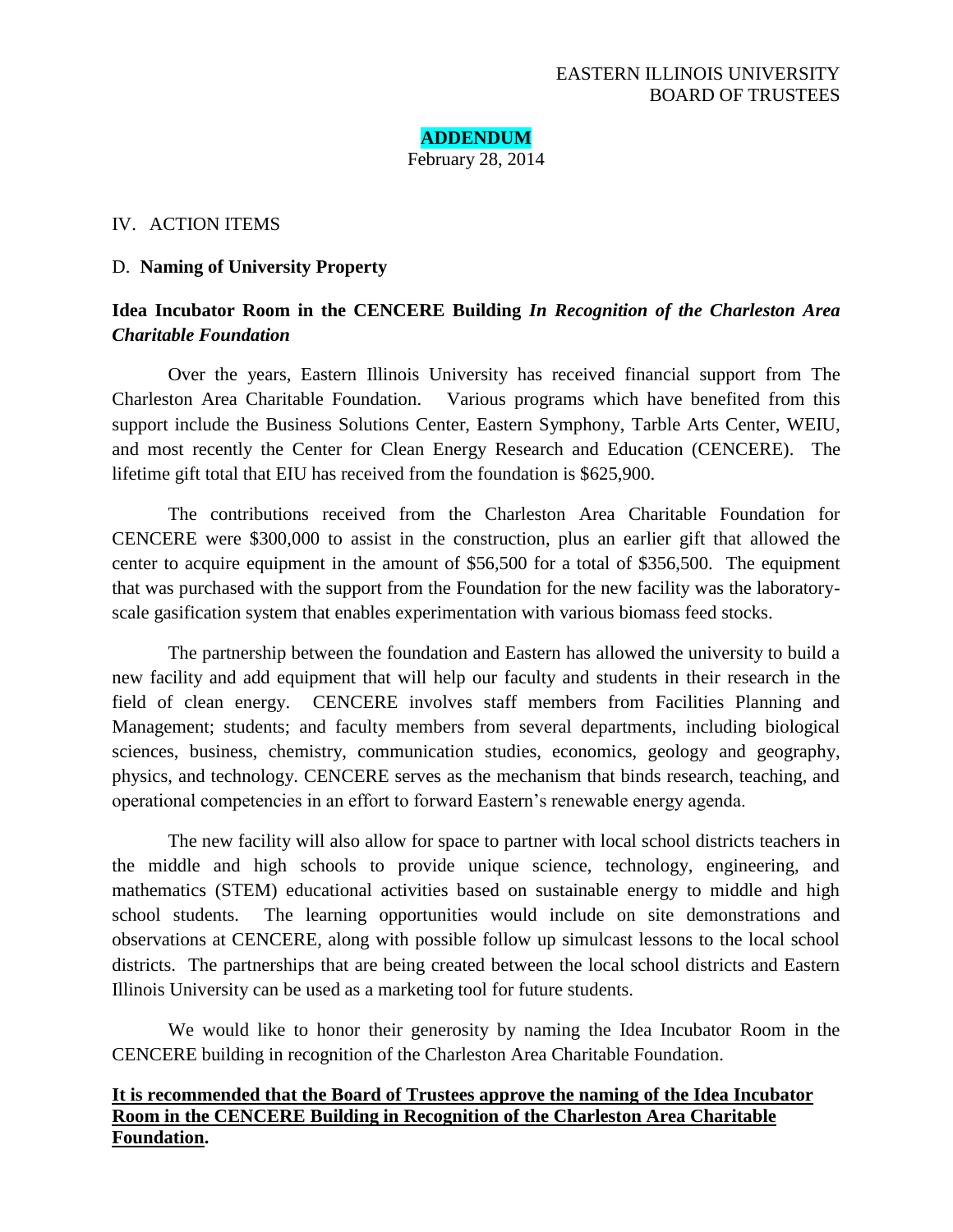EASTERN ILLINOIS UNIVERSITY
BOARD OF TRUSTEES

**ADDENDUM**
February 28, 2014

IV. ACTION ITEMS

D. **Naming of University Property**

**Idea Incubator Room in the CENCERE Building** ***In Recognition of the Charleston Area Charitable Foundation***

Over the years, Eastern Illinois University has received financial support from The Charleston Area Charitable Foundation. Various programs which have benefited from this support include the Business Solutions Center, Eastern Symphony, Tarble Arts Center, WEIU, and most recently the Center for Clean Energy Research and Education (CENCERE). The lifetime gift total that EIU has received from the foundation is $625,900.

The contributions received from the Charleston Area Charitable Foundation for CENCERE were $300,000 to assist in the construction, plus an earlier gift that allowed the center to acquire equipment in the amount of $56,500 for a total of $356,500. The equipment that was purchased with the support from the Foundation for the new facility was the laboratory-scale gasification system that enables experimentation with various biomass feed stocks.

The partnership between the foundation and Eastern has allowed the university to build a new facility and add equipment that will help our faculty and students in their research in the field of clean energy. CENCERE involves staff members from Facilities Planning and Management; students; and faculty members from several departments, including biological sciences, business, chemistry, communication studies, economics, geology and geography, physics, and technology. CENCERE serves as the mechanism that binds research, teaching, and operational competencies in an effort to forward Eastern's renewable energy agenda.

The new facility will also allow for space to partner with local school districts teachers in the middle and high schools to provide unique science, technology, engineering, and mathematics (STEM) educational activities based on sustainable energy to middle and high school students. The learning opportunities would include on site demonstrations and observations at CENCERE, along with possible follow up simulcast lessons to the local school districts. The partnerships that are being created between the local school districts and Eastern Illinois University can be used as a marketing tool for future students.

We would like to honor their generosity by naming the Idea Incubator Room in the CENCERE building in recognition of the Charleston Area Charitable Foundation.

**It is recommended that the Board of Trustees approve the naming of the Idea Incubator Room in the CENCERE Building in Recognition of the Charleston Area Charitable Foundation.**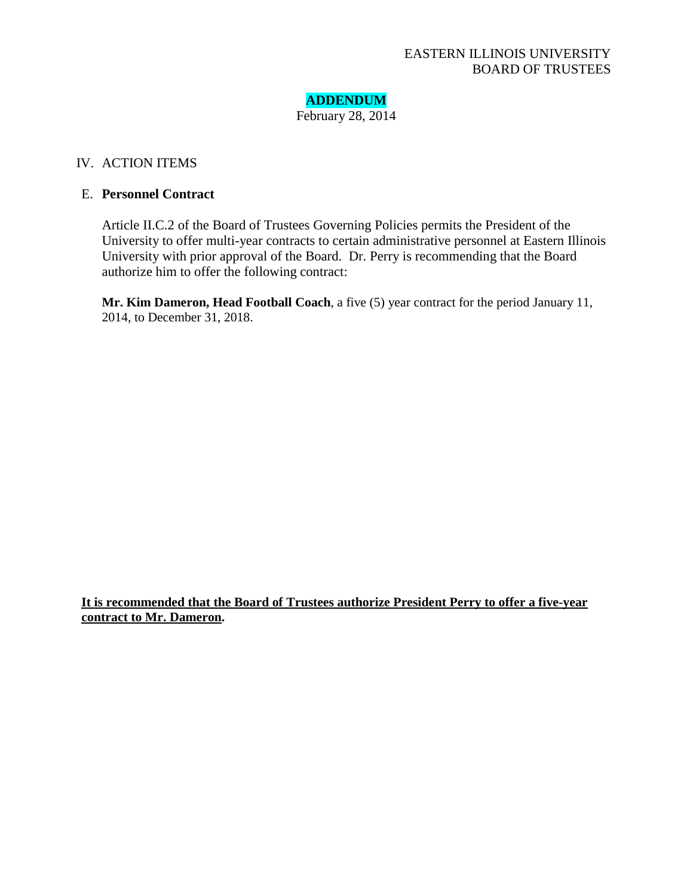EASTERN ILLINOIS UNIVERSITY
BOARD OF TRUSTEES

**ADDENDUM**
February 28, 2014

IV. ACTION ITEMS

E. **Personnel Contract**

Article II.C.2 of the Board of Trustees Governing Policies permits the President of the University to offer multi-year contracts to certain administrative personnel at Eastern Illinois University with prior approval of the Board. Dr. Perry is recommending that the Board authorize him to offer the following contract:

**Mr. Kim Dameron, Head Football Coach**, a five (5) year contract for the period January 11, 2014, to December 31, 2018.

**It is recommended that the Board of Trustees authorize President Perry to offer a five-year contract to Mr. Dameron.**